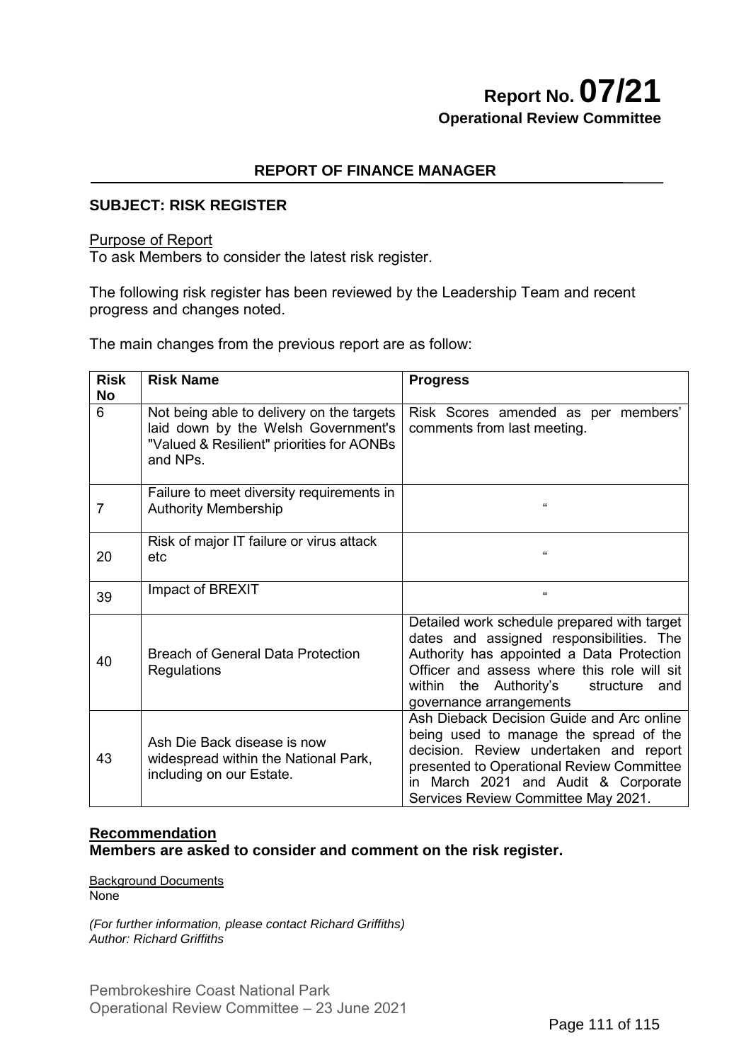# Report No. 07/21

**Operational Review Committee**

## REPORT OF FINANCE MANAGER

**SUBJECT: RISK REGISTER**

Purpose of Report
To ask Members to consider the latest risk register.

The following risk register has been reviewed by the Leadership Team and recent progress and changes noted.

The main changes from the previous report are as follow:

| Risk No | Risk Name | Progress |
|---|---|---|
| 6 | Not being able to delivery on the targets laid down by the Welsh Government's "Valued & Resilient" priorities for AONBs and NPs. | Risk Scores amended as per members' comments from last meeting. |
| 7 | Failure to meet diversity requirements in Authority Membership | " |
| 20 | Risk of major IT failure or virus attack etc | " |
| 39 | Impact of BREXIT | " |
| 40 | Breach of General Data Protection Regulations | Detailed work schedule prepared with target dates and assigned responsibilities. The Authority has appointed a Data Protection Officer and assess where this role will sit within the Authority's structure and governance arrangements |
| 43 | Ash Die Back disease is now widespread within the National Park, including on our Estate. | Ash Dieback Decision Guide and Arc online being used to manage the spread of the decision. Review undertaken and report presented to Operational Review Committee in March 2021 and Audit & Corporate Services Review Committee May 2021. |

**Recommendation**
**Members are asked to consider and comment on the risk register.**

Background Documents
None

*(For further information, please contact Richard Griffiths)*
*Author: Richard Griffiths*

Pembrokeshire Coast National Park
Operational Review Committee – 23 June 2021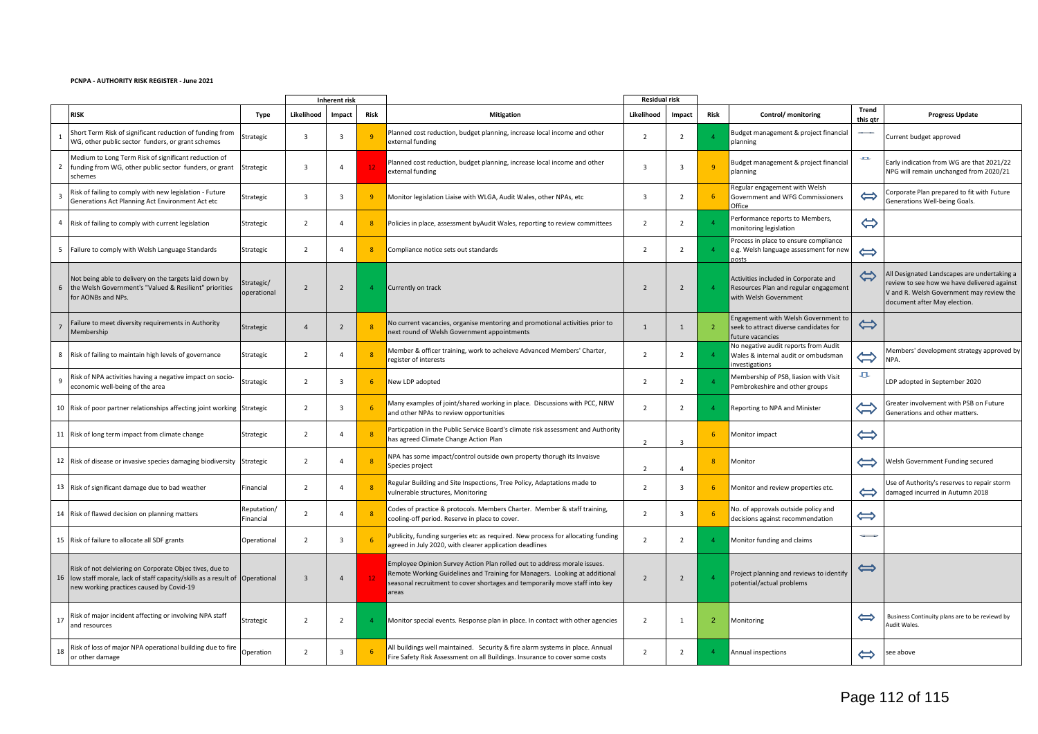**PCNPA - AUTHORITY RISK REGISTER - June 2021**

| | RISK | Type | Inherent risk Likelihood | Impact | Risk | Mitigation | Residual risk Likelihood | Impact | Risk | Control/ monitoring | Trend this qtr | Progress Update |
|---|---|---|---|---|---|---|---|---|---|---|---|---|
| 1 | Short Term Risk of significant reduction of funding from WG, other public sector funders, or grant schemes | Strategic | 3 | 3 | 9 | Planned cost reduction, budget planning, increase local income and other external funding | 2 | 2 | 4 | Budget management & project financial planning | — | Current budget approved |
| 2 | Medium to Long Term Risk of significant reduction of funding from WG, other public sector funders, or grant schemes | Strategic | 3 | 4 | 12 | Planned cost reduction, budget planning, increase local income and other external funding | 3 | 3 | 9 | Budget management & project financial planning | ⇑ | Early indication from WG are that 2021/22 NPG will remain unchanged from 2020/21 |
| 3 | Risk of failing to comply with new legislation - Future Generations Act Planning Act Environment Act etc | Strategic | 3 | 3 | 9 | Monitor legislation Liaise with WLGA, Audit Wales, other NPAs, etc | 3 | 2 | 6 | Regular engagement with Welsh Government and WFG Commissioners Office | ⇔ | Corporate Plan prepared to fit with Future Generations Well-being Goals. |
| 4 | Risk of failing to comply with current legislation | Strategic | 2 | 4 | 8 | Policies in place, assessment byAudit Wales, reporting to review committees | 2 | 2 | 4 | Performance reports to Members, monitoring legislation | ⇔ | |
| 5 | Failure to comply with Welsh Language Standards | Strategic | 2 | 4 | 8 | Compliance notice sets out standards | 2 | 2 | 4 | Process in place to ensure compliance e.g. Welsh language assessment for new posts | ⇔ | |
| 6 | Not being able to delivery on the targets laid down by the Welsh Government's "Valued & Resilient" priorities for AONBs and NPs. | Strategic/ operational | 2 | 2 | 4 | Currently on track | 2 | 2 | 4 | Activities included in Corporate and Resources Plan and regular engagement with Welsh Government | ⇔ | All Designated Landscapes are undertaking a review to see how we have delivered against V and R. Welsh Government may review the document after May election. |
| 7 | Failure to meet diversity requirements in Authority Membership | Strategic | 4 | 2 | 8 | No current vacancies, organise mentoring and promotional activities prior to next round of Welsh Government appointments | 1 | 1 | 2 | Engagement with Welsh Government to seek to attract diverse candidates for future vacancies | ⇔ | |
| 8 | Risk of failing to maintain high levels of governance | Strategic | 2 | 4 | 8 | Member & officer training, work to acheieve Advanced Members' Charter, register of interests | 2 | 2 | 4 | No negative audit reports from Audit Wales & internal audit or ombudsman investigations | ⇔ | Members' development strategy approved by NPA. |
| 9 | Risk of NPA activities having a negative impact on socio-economic well-being of the area | Strategic | 2 | 3 | 6 | New LDP adopted | 2 | 2 | 4 | Membership of PSB, liasion with Visit Pembrokeshire and other groups | ⇑ | LDP adopted in September 2020 |
| 10 | Risk of poor partner relationships affecting joint working | Strategic | 2 | 3 | 6 | Many examples of joint/shared working in place. Discussions with PCC, NRW and other NPAs to review opportunities | 2 | 2 | 4 | Reporting to NPA and Minister | ⇔ | Greater involvement with PSB on Future Generations and other matters. |
| 11 | Risk of long term impact from climate change | Strategic | 2 | 4 | 8 | Particpation in the Public Service Board's climate risk assessment and Authority has agreed Climate Change Action Plan | 2 | 3 | 6 | Monitor impact | ⇔ | |
| 12 | Risk of disease or invasive species damaging biodiversity | Strategic | 2 | 4 | 8 | NPA has some impact/control outside own property thorugh its Invaisve Species project | 2 | 4 | 8 | Monitor | ⇔ | Welsh Government Funding secured |
| 13 | Risk of significant damage due to bad weather | Financial | 2 | 4 | 8 | Regular Building and Site Inspections, Tree Policy, Adaptations made to vulnerable structures, Monitoring | 2 | 3 | 6 | Monitor and review properties etc. | ⇔ | Use of Authority's reserves to repair storm damaged incurred in Autumn 2018 |
| 14 | Risk of flawed decision on planning matters | Reputation/ Financial | 2 | 4 | 8 | Codes of practice & protocols. Members Charter. Member & staff training, cooling-off period. Reserve in place to cover. | 2 | 3 | 6 | No. of approvals outside policy and decisions against recommendation | ⇔ | |
| 15 | Risk of failure to allocate all SDF grants | Operational | 2 | 3 | 6 | Publicity, funding surgeries etc as required. New process for allocating funding agreed in July 2020, with clearer application deadlines | 2 | 2 | 4 | Monitor funding and claims | ⇔ | |
| 16 | Risk of not delviering on Corporate Objec tives, due to low staff morale, lack of staff capacity/skills as a result of new working practices caused by Covid-19 | Operational | 3 | 4 | 12 | Employee Opinion Survey Action Plan rolled out to address morale issues. Remote Working Guidelines and Training for Managers. Looking at additional seasonal recruitment to cover shortages and temporarily move staff into key areas | 2 | 2 | 4 | Project planning and reviews to identify potential/actual problems | ⇔ | |
| 17 | Risk of major incident affecting or involving NPA staff and resources | Strategic | 2 | 2 | 4 | Monitor special events. Response plan in place. In contact with other agencies | 2 | 1 | 2 | Monitoring | ⇔ | Business Continuity plans are to be reviewd by Audit Wales. |
| 18 | Risk of loss of major NPA operational building due to fire or other damage | Operation | 2 | 3 | 6 | All buildings well maintained. Security & fire alarm systems in place. Annual Fire Safety Risk Assessment on all Buildings. Insurance to cover some costs | 2 | 2 | 4 | Annual inspections | ⇔ | see above |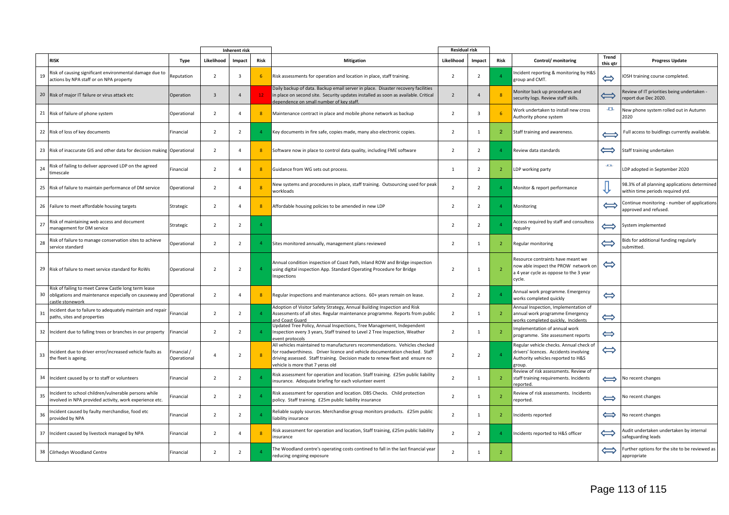| | RISK | Type | Inherent risk Likelihood | Impact | Risk | Mitigation | Residual risk Likelihood | Impact | Risk | Control/ monitoring | Trend this qtr | Progress Update |
|---|---|---|---|---|---|---|---|---|---|---|---|---|
| 19 | Risk of causing significant environmental damage due to actions by NPA staff or on NPA property | Reputation | 2 | 3 | 6 | Risk assessments for operation and location in place, staff training. | 2 | 2 | 4 | Incident reporting & monitoring by H&S group and CMT. | ⟺ | IOSH training course completed. |
| 20 | Risk of major IT failure or virus attack etc | Operation | 3 | 4 | 12 | Daily backup of data. Backup email server in place. Disaster recovery facilities in place on second site. Security updates installed as soon as available. Critical dependence on small number of key staff. | 2 | 4 | 8 | Monitor back up procedures and security logs. Review staff skills. | ⟺ | Review of IT priorities being undertaken - report due Dec 2020. |
| 21 | Risk of failure of phone system | Operational | 2 | 4 | 8 | Maintenance contract in place and mobile phone network as backup | 2 | 3 | 6 | Work undertaken to install new cross Authority phone system | | New phone system rolled out in Autumn 2020 |
| 22 | Risk of loss of key documents | Financial | 2 | 2 | 4 | Key documents in fire safe, copies made, many also electronic copies. | 2 | 1 | 2 | Staff training and awareness. | ⟺ | Full access to buidlings currently available. |
| 23 | Risk of inaccurate GIS and other data for decision making | Operational | 2 | 4 | 8 | Software now in place to control data quality, including FME software | 2 | 2 | 4 | Review data standards | ⟺ | Staff training undertaken |
| 24 | Risk of failing to deliver approved LDP on the agreed timescale | Financial | 2 | 4 | 8 | Guidance from WG sets out process. | 1 | 2 | 2 | LDP working party | | LDP adopted in September 2020 |
| 25 | Risk of failure to maintain performance of DM service | Operational | 2 | 4 | 8 | New systems and procedures in place, staff training. Outsourcing used for peak workloads | 2 | 2 | 4 | Monitor & report performance | ⇩ | 98.3% of all planning applications determined within time periods required ytd. |
| 26 | Failure to meet affordable housing targets | Strategic | 2 | 4 | 8 | Affordable housing policies to be amended in new LDP | 2 | 2 | 4 | Monitoring | ⟺ | Continue monitoring - number of applications approved and refused. |
| 27 | Risk of maintaining web access and document management for DM service | Strategic | 2 | 2 | 4 | | 2 | 2 | 4 | Access required by staff and consultess regualry | ⟺ | System implemented |
| 28 | Risk of failure to manage conservation sites to achieve service standard | Operational | 2 | 2 | 4 | Sites monitored annually, management plans reviewed | 2 | 1 | 2 | Regular monitoring | ⟺ | Bids for additional funding regularly submitted. |
| 29 | Risk of failure to meet service standard for RoWs | Operational | 2 | 2 | 4 | Annual condition inspection of Coast Path, Inland ROW and Bridge inspection using digital inspection App. Standard Operating Procedure for Bridge Inspections | 2 | 1 | 2 | Resource contraints have meant we now able inspect the PROW network on a 4 year cycle as oppose to the 3 year cycle. | ⟺ | |
| 30 | Risk of failing to meet Carew Castle long term lease obligations and maintenance especially on causeway and castle stonework | Operational | 2 | 4 | 8 | Regular inspections and maintenance actions. 60+ years remain on lease. | 2 | 2 | 4 | Annual work programme. Emergency works completed quickly | ⟺ | |
| 31 | Incident due to failure to adequately maintain and repair paths, sites and properties | Financial | 2 | 2 | 4 | Adoption of Visitor Safety Strategy, Annual Building Inspection and Risk Assessments of all sites. Regular maintenance programme. Reports from public and Coast Guard | 2 | 1 | 2 | Annual Inspection, Implementation of annual work programme Emergency works completed quickly, Incidents | ⟺ | |
| 32 | Incident due to falling trees or branches in our property | Financial | 2 | 2 | 4 | Updated Tree Policy, Annual Inspections, Tree Management, Independent Inspection every 3 years, Staff trained to Level 2 Tree Inspection, Weather event protocols | 2 | 1 | 2 | Implementation of annual work programme. Site assessment reports | ⟺ | |
| 33 | Incident due to driver error/increased vehicle faults as the fleet is ageing. | Financial / Operational | 4 | 2 | 8 | All vehicles maintained to manufacturers recommendations. Vehicles checked for roadworthiness. Driver licence and vehicle documentation checked. Staff driving assessed. Staff training. Decision made to renew fleet and ensure no vehicle is more that 7 years old | 2 | 2 | 4 | Regular vehicle checks. Annual check of drivers' licences. Accidents involving Authority vehicles reported to H&S group. | ⟺ | |
| 34 | Incident caused by or to staff or volunteers | Financial | 2 | 2 | 4 | Risk assessment for operation and location. Staff training. £25m public liability insurance. Adequate briefing for each volunteer event | 2 | 1 | 2 | Review of risk assessments. Review of staff training requirements. Incidents reported. | ⟺ | No recent changes |
| 35 | Incident to school children/vulnerable persons while involved in NPA provided activity, work experience etc. | Financial | 2 | 2 | 4 | Risk assessment for operation and location. DBS Checks. Child protection policy. Staff training. £25m public liability insurance | 2 | 1 | 2 | Review of risk assessments. Incidents reported. | ⟺ | No recent changes |
| 36 | Incident caused by faulty merchandise, food etc provided by NPA | Financial | 2 | 2 | 4 | Reliable supply sources. Merchandise group monitors products. £25m public liability insurance | 2 | 1 | 2 | Incidents reported | ⟺ | No recent changes |
| 37 | Incident caused by livestock managed by NPA | Financial | 2 | 4 | 8 | Risk assessment for operation and location, Staff training, £25m public liability insurance | 2 | 2 | 4 | Incidents reported to H&S officer | ⟺ | Audit undertaken undertaken by internal safeguarding leads |
| 38 | Cilrhedyn Woodland Centre | Financial | 2 | 2 | 4 | The Woodland centre's operating costs contined to fall in the last financial year reducing ongoing exposure | 2 | 1 | 2 | | ⟺ | Further options for the site to be reviewed as appropriate |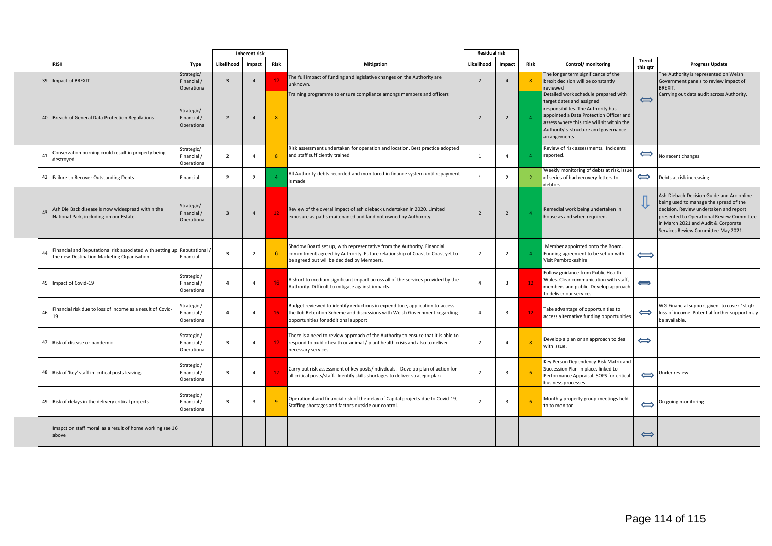| | | | Inherent risk | | | | Residual risk | | | | | |
|---|---|---|---|---|---|---|---|---|---|---|---|---|
| | **RISK** | **Type** | **Likelihood** | **Impact** | **Risk** | **Mitigation** | **Likelihood** | **Impact** | **Risk** | **Control/ monitoring** | **Trend this qtr** | **Progress Update** |
| 39 | Impact of BREXIT | Strategic/ Financial / Operational | 3 | 4 | 12 | The full impact of funding and legislative changes on the Authority are unknown. | 2 | 4 | 8 | The longer term significance of the brexit decision will be constantly reviewed | | The Authority is represented on Welsh Government panels to review impact of BREXIT. |
| 40 | Breach of General Data Protection Regulations | Strategic/ Financial / Operational | 2 | 4 | 8 | Training programme to ensure compliance amongs members and officers | 2 | 2 | 4 | Detailed work schedule prepared with target dates and assigned responsibilites. The Authority has appointed a Data Protection Officer and assess where this role will sit within the Authority's structure and governance arrangements | ⟺ | Carrying out data audit across Authority. |
| 41 | Conservation burning could result in property being destroyed | Strategic/ Financial / Operational | 2 | 4 | 8 | Risk assessment undertaken for operation and location. Best practice adopted and staff sufficiently trained | 1 | 4 | 4 | Review of risk assessments. Incidents reported. | ⟺ | No recent changes |
| 42 | Failure to Recover Outstanding Debts | Financial | 2 | 2 | 4 | All Authority debts recorded and monitored in finance system until repayment is made | 1 | 2 | 2 | Weekly monitoring of debts at risk, issue of series of bad recovery letters to debtors | ⟺ | Debts at risk increasing |
| 43 | Ash Die Back disease is now widespread within the National Park, including on our Estate. | Strategic/ Financial / Operational | 3 | 4 | 12 | Review of the overal impact of ash dieback undertaken in 2020. Limited exposure as paths maitenaned and land not owned by Authoroty | 2 | 2 | 4 | Remedial work being undertaken in house as and when required. | ⇩ | Ash Dieback Decision Guide and Arc online being used to manage the spread of the decision. Review undertaken and report presented to Operational Review Committee in March 2021 and Audit & Corporate Services Review Committee May 2021. |
| 44 | Financial and Reputational risk associated with setting up the new Destination Marketing Organisation | Reputational / Financial | 3 | 2 | 6 | Shadow Board set up, with representative from the Authority. Financial commitment agreed by Authority. Future relationship of Coast to Coast yet to be agreed but will be decided by Members. | 2 | 2 | 4 | Member appointed onto the Board. Funding agreement to be set up with Visit Pembrokeshire | ⟺ | |
| 45 | Impact of Covid-19 | Strategic / Financial / Operational | 4 | 4 | 16 | A short to medium significant impact across all of the services provided by the Authority. Difficult to mitigate against impacts. | 4 | 3 | 12 | Follow guidance from Public Health Wales. Clear communication with staff, members and public. Develop approach to deliver our services | ⟺ | |
| 46 | Financial risk due to loss of income as a result of Covid-19 | Strategic / Financial / Operational | 4 | 4 | 16 | Budget reviewed to identify reductions in expenditure, application to access the Job Retention Scheme and discussions with Welsh Government regarding opportunities for additional support | 4 | 3 | 12 | Take advantage of opportunities to access alternative funding opportunities | ⟺ | WG Financial support given to cover 1st qtr loss of income. Potential further support may be available. |
| 47 | Risk of disease or pandemic | Strategic / Financial / Operational | 3 | 4 | 12 | There is a need to review approach of the Authority to ensure that it is able to respond to public health or animal / plant health crisis and also to deliver necessary services. | 2 | 4 | 8 | Develop a plan or an approach to deal with issue. | ⟺ | |
| 48 | Risk of 'key' staff in 'critical posts leaving. | Strategic / Financial / Operational | 3 | 4 | 12 | Carry out risk assessment of key posts/indivduals. Develop plan of action for all critical posts/staff. Identify skills shortages to deliver strategic plan | 2 | 3 | 6 | Key Person Dependency Risk Matrix and Succession Plan in place, linked to Performance Appraisal. SOPS for critical business processes | ⟺ | Under review. |
| 49 | Risk of delays in the delivery critical projects | Strategic / Financial / Operational | 3 | 3 | 9 | Operational and financial risk of the delay of Capital projects due to Covid-19, Staffing shortages and factors outside our control. | 2 | 3 | 6 | Monthly property group meetings held to to monitor | ⟺ | On going monitoring |
| | Imapct on staff moral as a result of home working see 16 above | | | | | | | | | | ⟺ | |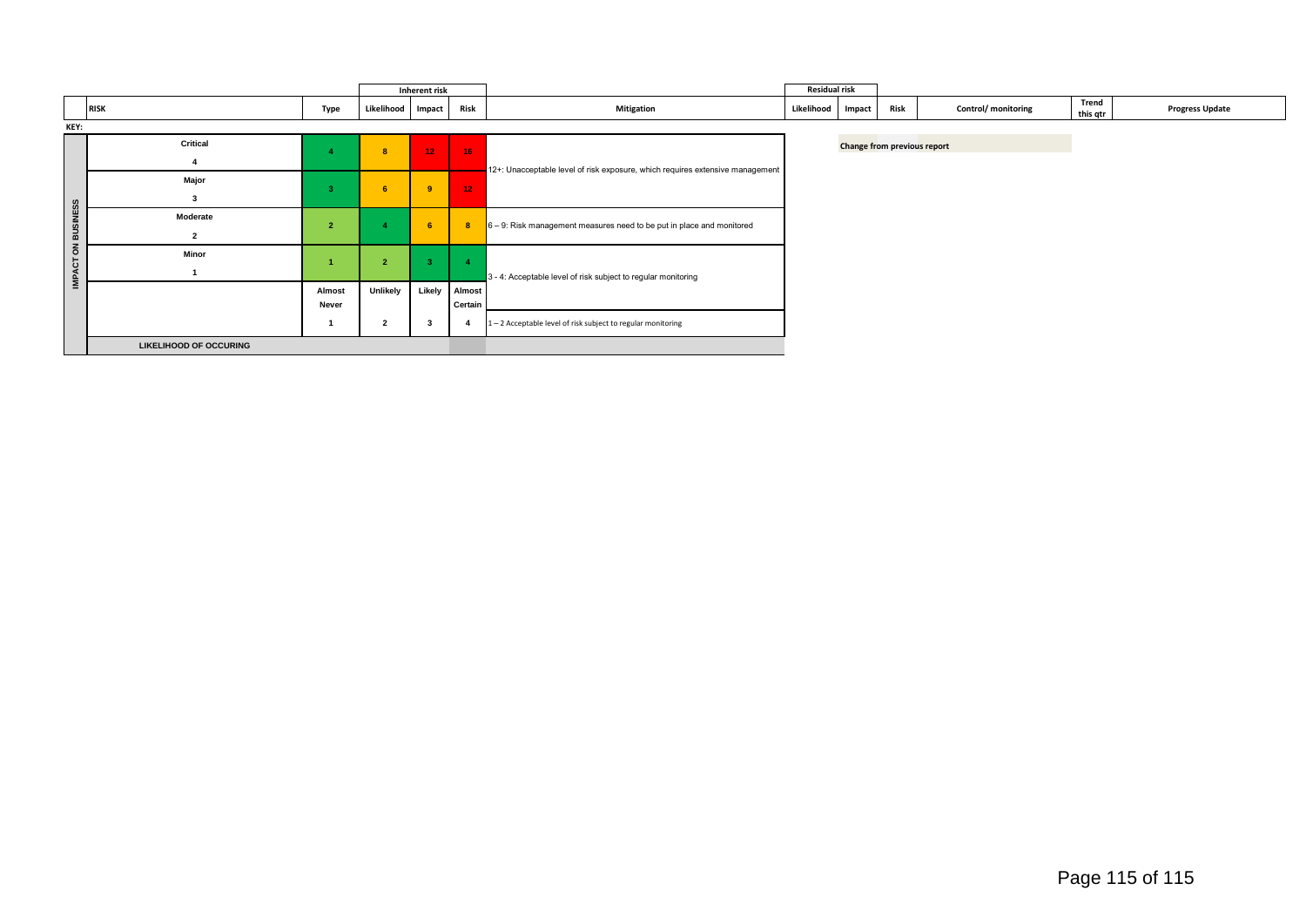| | RISK | Type | Inherent risk Likelihood | Impact | Risk | Mitigation | Residual risk Likelihood | Impact | Risk | Control/ monitoring | Trend this qtr | Progress Update |
|---|---|---|---|---|---|---|---|---|---|---|---|---|

KEY:

| IMPACT ON BUSINESS | | | | | | |
|---|---|---|---|---|---|---|
| | Critical 4 | 4 | 8 | 12 | 16 | 12+: Unacceptable level of risk exposure, which requires extensive management |
| | Major 3 | 3 | 6 | 9 | 12 | |
| | Moderate 2 | 2 | 4 | 6 | 8 | 6 – 9: Risk management measures need to be put in place and monitored |
| | Minor 1 | 1 | 2 | 3 | 4 | 3 - 4: Acceptable level of risk subject to regular monitoring |
| | | Almost Never 1 | Unlikely 2 | Likely 3 | Almost Certain 4 | 1 – 2 Acceptable level of risk subject to regular monitoring |
| | LIKELIHOOD OF OCCURING | | | | | |

Change from previous report